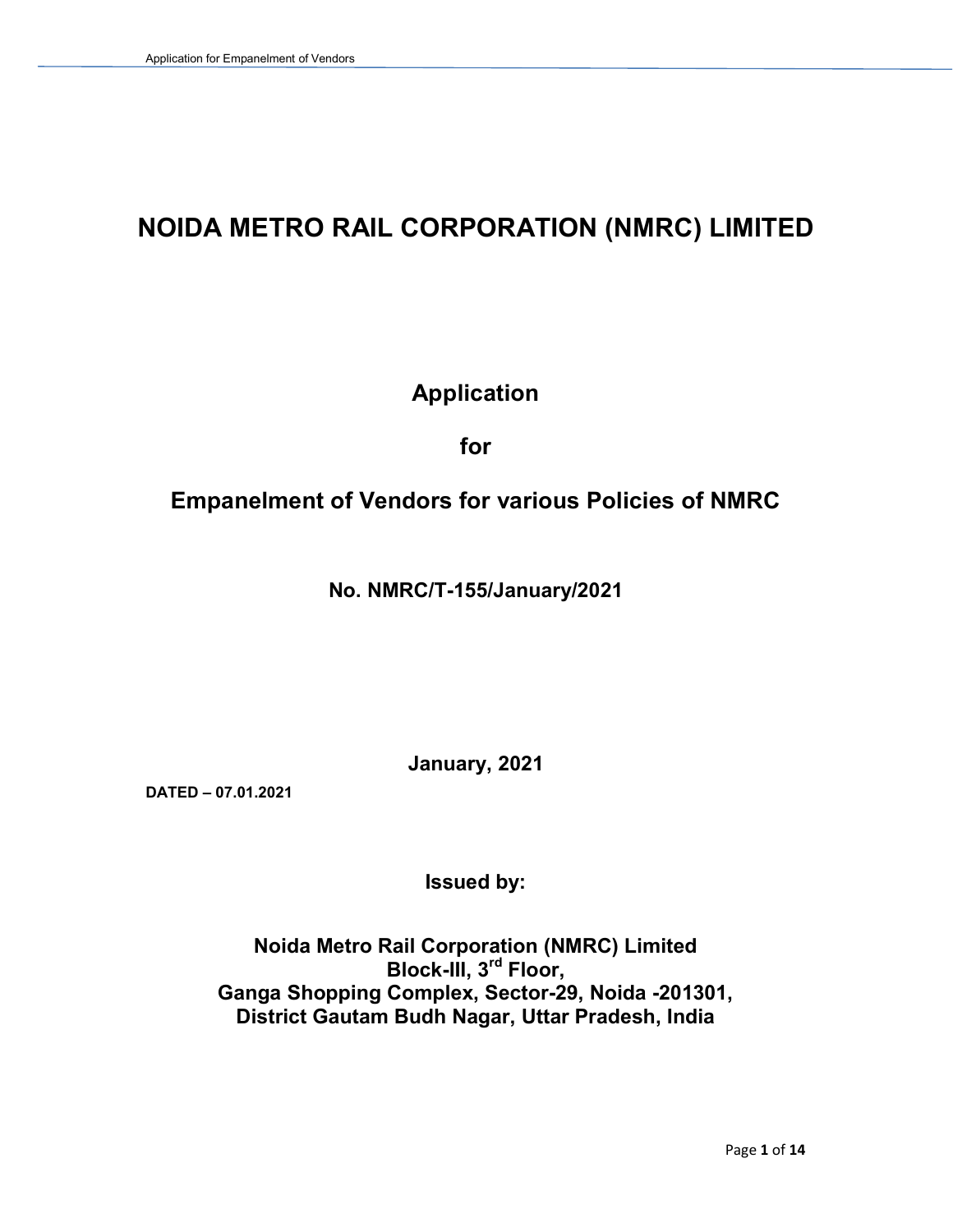# NOIDA METRO RAIL CORPORATION (NMRC) LIMITED

## Application

## for

## Empanelment of Vendors for various Policies of NMRC

**No. NMRC/T-155/January/2021**

**January, 2021**

**DATED – 07.01.2021**

**Issued by:**

**Noida Metro Rail Corporation (NMRC) Limited**
**Block-III, 3rd Floor,**
**Ganga Shopping Complex, Sector-29, Noida -201301,**
**District Gautam Budh Nagar, Uttar Pradesh, India**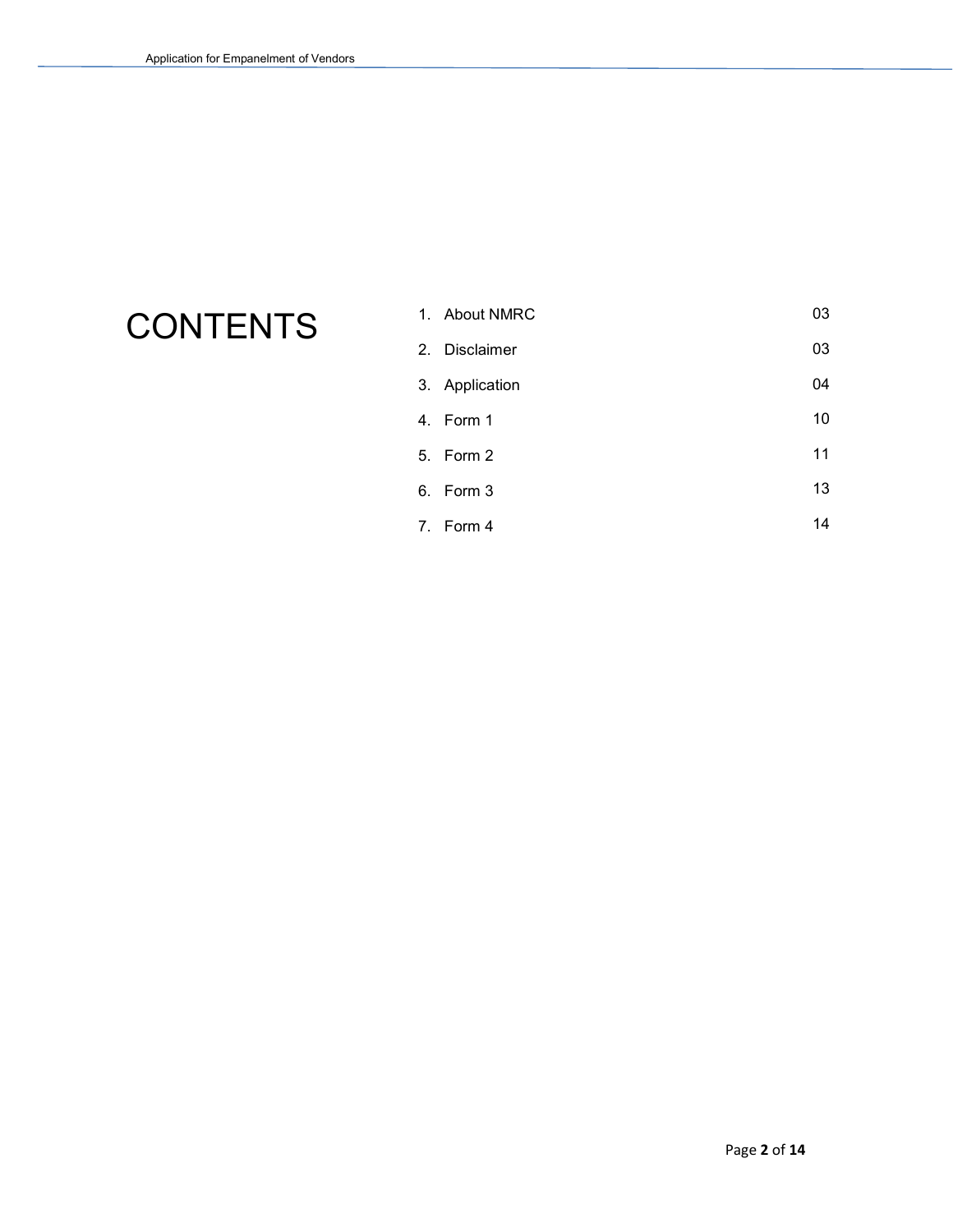# CONTENTS

| | | |
|---|---|---|
| 1. | About NMRC | 03 |
| 2. | Disclaimer | 03 |
| 3. | Application | 04 |
| 4. | Form 1 | 10 |
| 5. | Form 2 | 11 |
| 6. | Form 3 | 13 |
| 7. | Form 4 | 14 |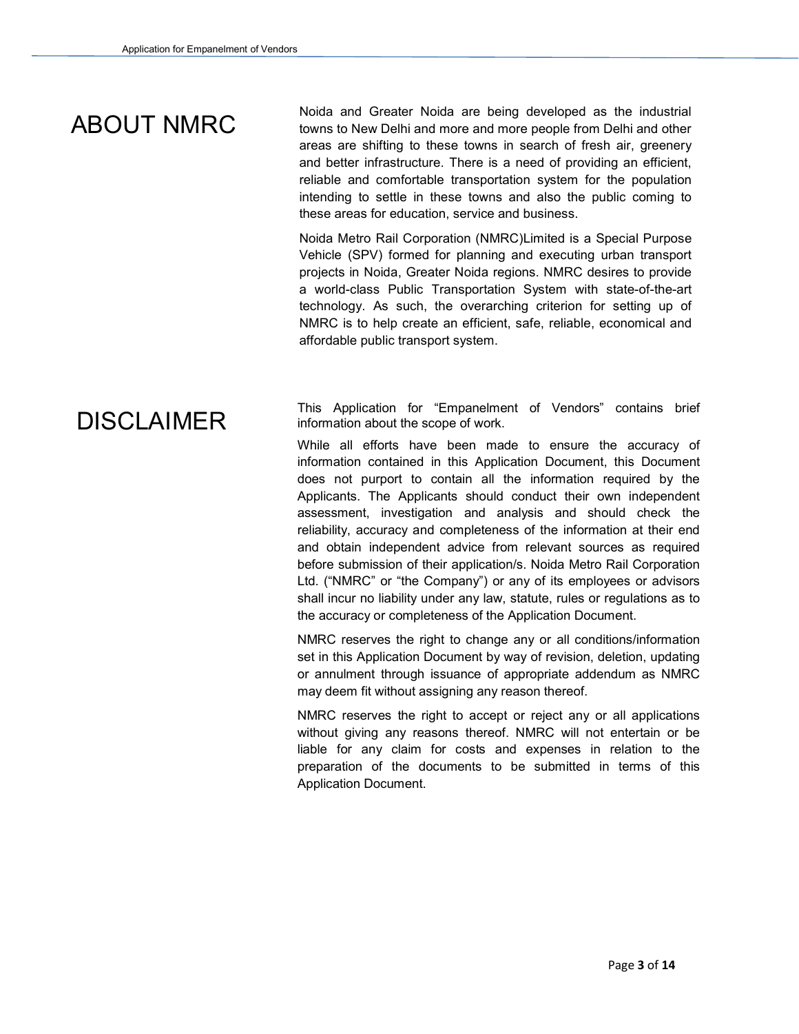# ABOUT NMRC

Noida and Greater Noida are being developed as the industrial towns to New Delhi and more and more people from Delhi and other areas are shifting to these towns in search of fresh air, greenery and better infrastructure. There is a need of providing an efficient, reliable and comfortable transportation system for the population intending to settle in these towns and also the public coming to these areas for education, service and business.

Noida Metro Rail Corporation (NMRC)Limited is a Special Purpose Vehicle (SPV) formed for planning and executing urban transport projects in Noida, Greater Noida regions. NMRC desires to provide a world-class Public Transportation System with state-of-the-art technology. As such, the overarching criterion for setting up of NMRC is to help create an efficient, safe, reliable, economical and affordable public transport system.

# DISCLAIMER

This Application for "Empanelment of Vendors" contains brief information about the scope of work.

While all efforts have been made to ensure the accuracy of information contained in this Application Document, this Document does not purport to contain all the information required by the Applicants. The Applicants should conduct their own independent assessment, investigation and analysis and should check the reliability, accuracy and completeness of the information at their end and obtain independent advice from relevant sources as required before submission of their application/s. Noida Metro Rail Corporation Ltd. ("NMRC" or "the Company") or any of its employees or advisors shall incur no liability under any law, statute, rules or regulations as to the accuracy or completeness of the Application Document.

NMRC reserves the right to change any or all conditions/information set in this Application Document by way of revision, deletion, updating or annulment through issuance of appropriate addendum as NMRC may deem fit without assigning any reason thereof.

NMRC reserves the right to accept or reject any or all applications without giving any reasons thereof. NMRC will not entertain or be liable for any claim for costs and expenses in relation to the preparation of the documents to be submitted in terms of this Application Document.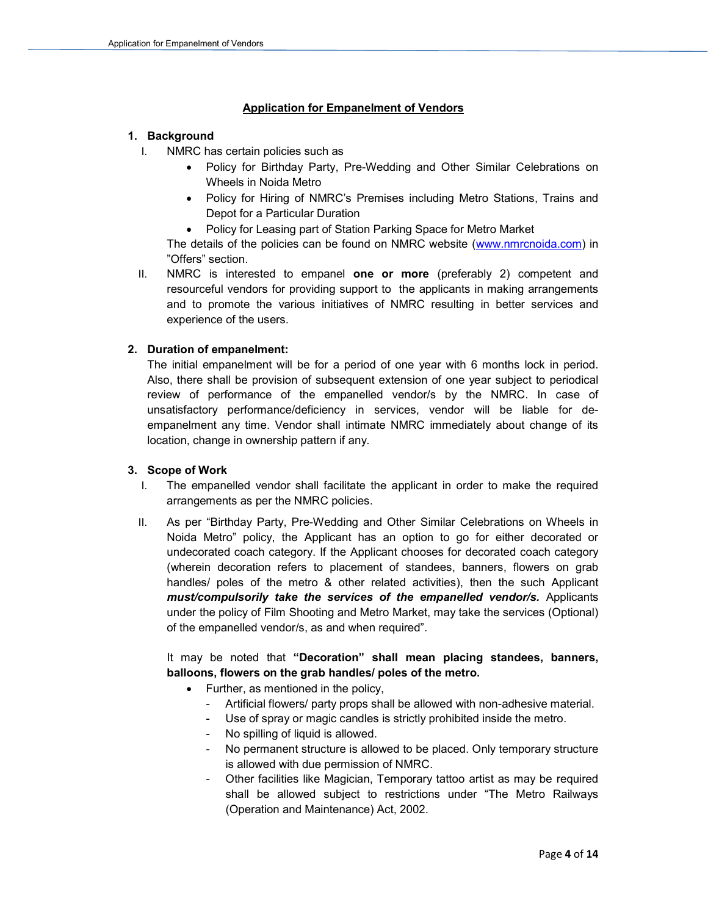## Application for Empanelment of Vendors

### 1. Background

I. NMRC has certain policies such as

- Policy for Birthday Party, Pre-Wedding and Other Similar Celebrations on Wheels in Noida Metro
- Policy for Hiring of NMRC's Premises including Metro Stations, Trains and Depot for a Particular Duration
- Policy for Leasing part of Station Parking Space for Metro Market

The details of the policies can be found on NMRC website (www.nmrcnoida.com) in "Offers" section.

II. NMRC is interested to empanel **one or more** (preferably 2) competent and resourceful vendors for providing support to the applicants in making arrangements and to promote the various initiatives of NMRC resulting in better services and experience of the users.

### 2. Duration of empanelment:

The initial empanelment will be for a period of one year with 6 months lock in period. Also, there shall be provision of subsequent extension of one year subject to periodical review of performance of the empanelled vendor/s by the NMRC. In case of unsatisfactory performance/deficiency in services, vendor will be liable for de-empanelment any time. Vendor shall intimate NMRC immediately about change of its location, change in ownership pattern if any.

### 3. Scope of Work

I. The empanelled vendor shall facilitate the applicant in order to make the required arrangements as per the NMRC policies.

II. As per "Birthday Party, Pre-Wedding and Other Similar Celebrations on Wheels in Noida Metro" policy, the Applicant has an option to go for either decorated or undecorated coach category. If the Applicant chooses for decorated coach category (wherein decoration refers to placement of standees, banners, flowers on grab handles/ poles of the metro & other related activities), then the such Applicant ***must/compulsorily take the services of the empanelled vendor/s.*** Applicants under the policy of Film Shooting and Metro Market, may take the services (Optional) of the empanelled vendor/s, as and when required".

It may be noted that **"Decoration" shall mean placing standees, banners, balloons, flowers on the grab handles/ poles of the metro.**

- Further, as mentioned in the policy,
  - Artificial flowers/ party props shall be allowed with non-adhesive material.
  - Use of spray or magic candles is strictly prohibited inside the metro.
  - No spilling of liquid is allowed.
  - No permanent structure is allowed to be placed. Only temporary structure is allowed with due permission of NMRC.
  - Other facilities like Magician, Temporary tattoo artist as may be required shall be allowed subject to restrictions under "The Metro Railways (Operation and Maintenance) Act, 2002.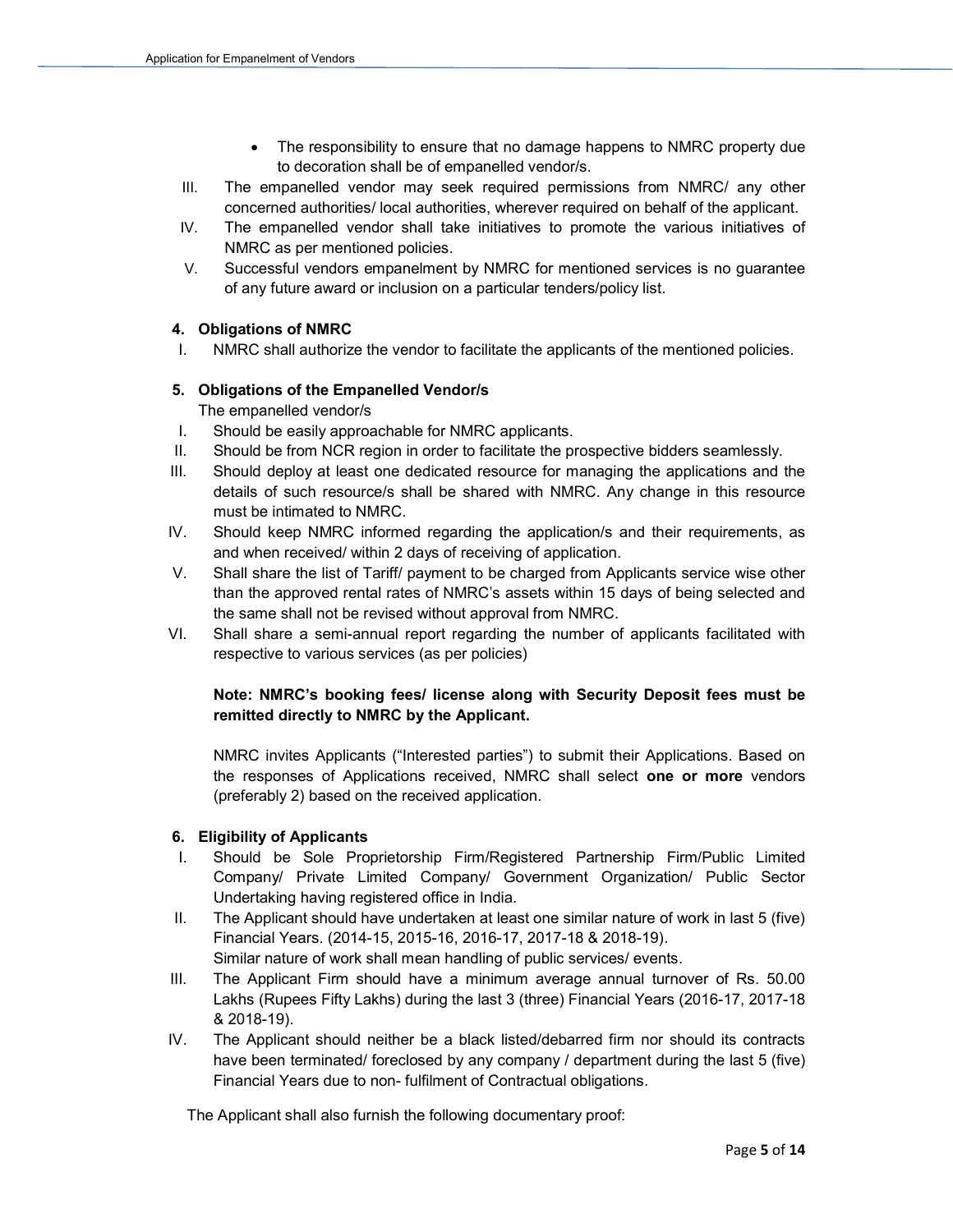- The responsibility to ensure that no damage happens to NMRC property due to decoration shall be of empanelled vendor/s.

III. The empanelled vendor may seek required permissions from NMRC/ any other concerned authorities/ local authorities, wherever required on behalf of the applicant.

IV. The empanelled vendor shall take initiatives to promote the various initiatives of NMRC as per mentioned policies.

V. Successful vendors empanelment by NMRC for mentioned services is no guarantee of any future award or inclusion on a particular tenders/policy list.

**4. Obligations of NMRC**

I. NMRC shall authorize the vendor to facilitate the applicants of the mentioned policies.

**5. Obligations of the Empanelled Vendor/s**

The empanelled vendor/s

I. Should be easily approachable for NMRC applicants.

II. Should be from NCR region in order to facilitate the prospective bidders seamlessly.

III. Should deploy at least one dedicated resource for managing the applications and the details of such resource/s shall be shared with NMRC. Any change in this resource must be intimated to NMRC.

IV. Should keep NMRC informed regarding the application/s and their requirements, as and when received/ within 2 days of receiving of application.

V. Shall share the list of Tariff/ payment to be charged from Applicants service wise other than the approved rental rates of NMRC's assets within 15 days of being selected and the same shall not be revised without approval from NMRC.

VI. Shall share a semi-annual report regarding the number of applicants facilitated with respective to various services (as per policies)

**Note: NMRC's booking fees/ license along with Security Deposit fees must be remitted directly to NMRC by the Applicant.**

NMRC invites Applicants ("Interested parties") to submit their Applications. Based on the responses of Applications received, NMRC shall select **one or more** vendors (preferably 2) based on the received application.

**6. Eligibility of Applicants**

I. Should be Sole Proprietorship Firm/Registered Partnership Firm/Public Limited Company/ Private Limited Company/ Government Organization/ Public Sector Undertaking having registered office in India.

II. The Applicant should have undertaken at least one similar nature of work in last 5 (five) Financial Years. (2014-15, 2015-16, 2016-17, 2017-18 & 2018-19).
Similar nature of work shall mean handling of public services/ events.

III. The Applicant Firm should have a minimum average annual turnover of Rs. 50.00 Lakhs (Rupees Fifty Lakhs) during the last 3 (three) Financial Years (2016-17, 2017-18 & 2018-19).

IV. The Applicant should neither be a black listed/debarred firm nor should its contracts have been terminated/ foreclosed by any company / department during the last 5 (five) Financial Years due to non- fulfilment of Contractual obligations.

The Applicant shall also furnish the following documentary proof: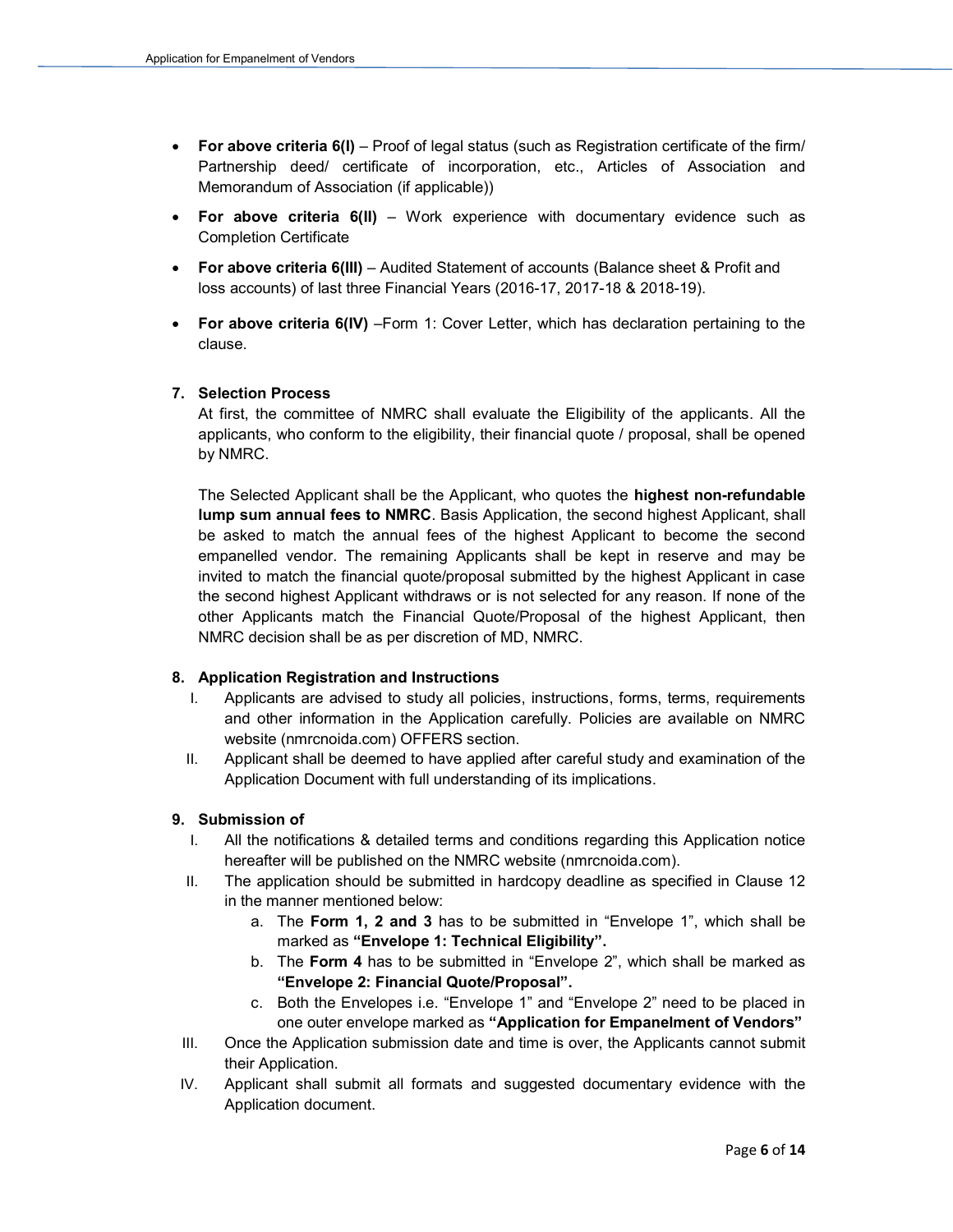- **For above criteria 6(I)** – Proof of legal status (such as Registration certificate of the firm/ Partnership deed/ certificate of incorporation, etc., Articles of Association and Memorandum of Association (if applicable))
- **For above criteria 6(II)** – Work experience with documentary evidence such as Completion Certificate
- **For above criteria 6(III)** – Audited Statement of accounts (Balance sheet & Profit and loss accounts) of last three Financial Years (2016-17, 2017-18 & 2018-19).
- **For above criteria 6(IV)** –Form 1: Cover Letter, which has declaration pertaining to the clause.

**7. Selection Process**

At first, the committee of NMRC shall evaluate the Eligibility of the applicants. All the applicants, who conform to the eligibility, their financial quote / proposal, shall be opened by NMRC.

The Selected Applicant shall be the Applicant, who quotes the **highest non-refundable lump sum annual fees to NMRC**. Basis Application, the second highest Applicant, shall be asked to match the annual fees of the highest Applicant to become the second empanelled vendor. The remaining Applicants shall be kept in reserve and may be invited to match the financial quote/proposal submitted by the highest Applicant in case the second highest Applicant withdraws or is not selected for any reason. If none of the other Applicants match the Financial Quote/Proposal of the highest Applicant, then NMRC decision shall be as per discretion of MD, NMRC.

**8. Application Registration and Instructions**

I. Applicants are advised to study all policies, instructions, forms, terms, requirements and other information in the Application carefully. Policies are available on NMRC website (nmrcnoida.com) OFFERS section.

II. Applicant shall be deemed to have applied after careful study and examination of the Application Document with full understanding of its implications.

**9. Submission of**

I. All the notifications & detailed terms and conditions regarding this Application notice hereafter will be published on the NMRC website (nmrcnoida.com).

II. The application should be submitted in hardcopy deadline as specified in Clause 12 in the manner mentioned below:

   a. The **Form 1, 2 and 3** has to be submitted in "Envelope 1", which shall be marked as **"Envelope 1: Technical Eligibility".**

   b. The **Form 4** has to be submitted in "Envelope 2", which shall be marked as **"Envelope 2: Financial Quote/Proposal".**

   c. Both the Envelopes i.e. "Envelope 1" and "Envelope 2" need to be placed in one outer envelope marked as **"Application for Empanelment of Vendors"**

III. Once the Application submission date and time is over, the Applicants cannot submit their Application.

IV. Applicant shall submit all formats and suggested documentary evidence with the Application document.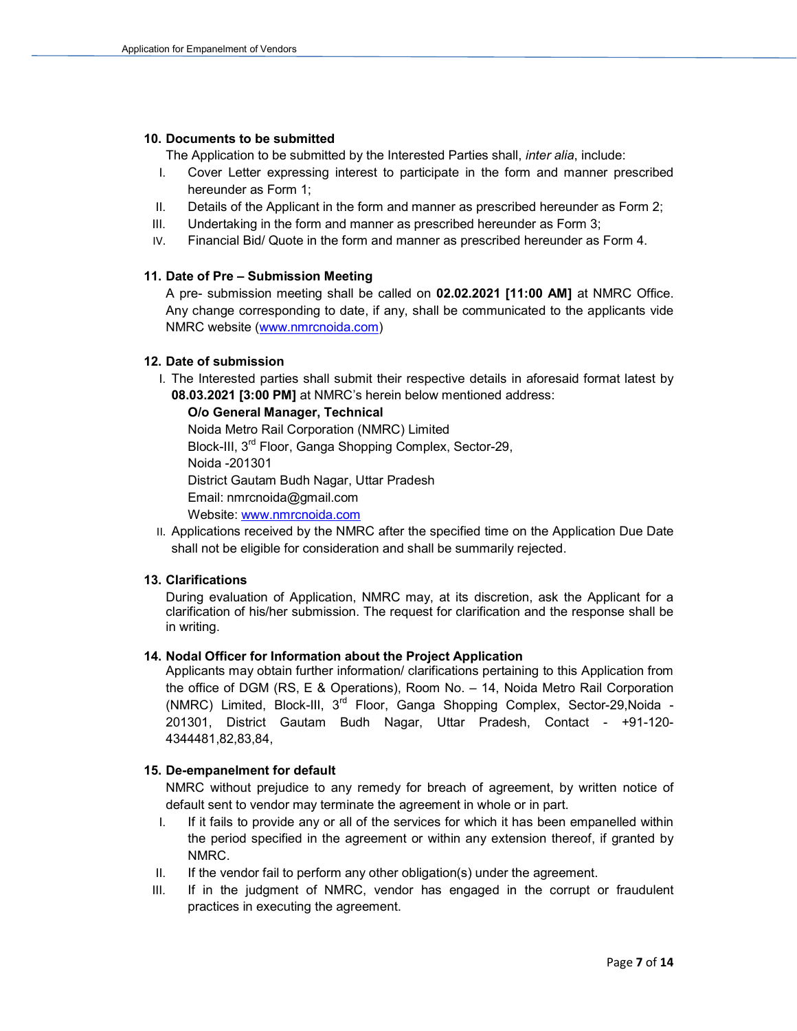### 10. Documents to be submitted

The Application to be submitted by the Interested Parties shall, *inter alia*, include:

I. Cover Letter expressing interest to participate in the form and manner prescribed hereunder as Form 1;

II. Details of the Applicant in the form and manner as prescribed hereunder as Form 2;

III. Undertaking in the form and manner as prescribed hereunder as Form 3;

IV. Financial Bid/ Quote in the form and manner as prescribed hereunder as Form 4.

### 11. Date of Pre – Submission Meeting

A pre- submission meeting shall be called on **02.02.2021 [11:00 AM]** at NMRC Office. Any change corresponding to date, if any, shall be communicated to the applicants vide NMRC website (www.nmrcnoida.com)

### 12. Date of submission

I. The Interested parties shall submit their respective details in aforesaid format latest by **08.03.2021 [3:00 PM]** at NMRC's herein below mentioned address:

**O/o General Manager, Technical**
Noida Metro Rail Corporation (NMRC) Limited
Block-III, 3rd Floor, Ganga Shopping Complex, Sector-29,
Noida -201301
District Gautam Budh Nagar, Uttar Pradesh
Email: nmrcnoida@gmail.com
Website: www.nmrcnoida.com

II. Applications received by the NMRC after the specified time on the Application Due Date shall not be eligible for consideration and shall be summarily rejected.

### 13. Clarifications

During evaluation of Application, NMRC may, at its discretion, ask the Applicant for a clarification of his/her submission. The request for clarification and the response shall be in writing.

### 14. Nodal Officer for Information about the Project Application

Applicants may obtain further information/ clarifications pertaining to this Application from the office of DGM (RS, E & Operations), Room No. – 14, Noida Metro Rail Corporation (NMRC) Limited, Block-III, 3rd Floor, Ganga Shopping Complex, Sector-29,Noida - 201301, District Gautam Budh Nagar, Uttar Pradesh, Contact - +91-120-4344481,82,83,84,

### 15. De-empanelment for default

NMRC without prejudice to any remedy for breach of agreement, by written notice of default sent to vendor may terminate the agreement in whole or in part.

I. If it fails to provide any or all of the services for which it has been empanelled within the period specified in the agreement or within any extension thereof, if granted by NMRC.

II. If the vendor fail to perform any other obligation(s) under the agreement.

III. If in the judgment of NMRC, vendor has engaged in the corrupt or fraudulent practices in executing the agreement.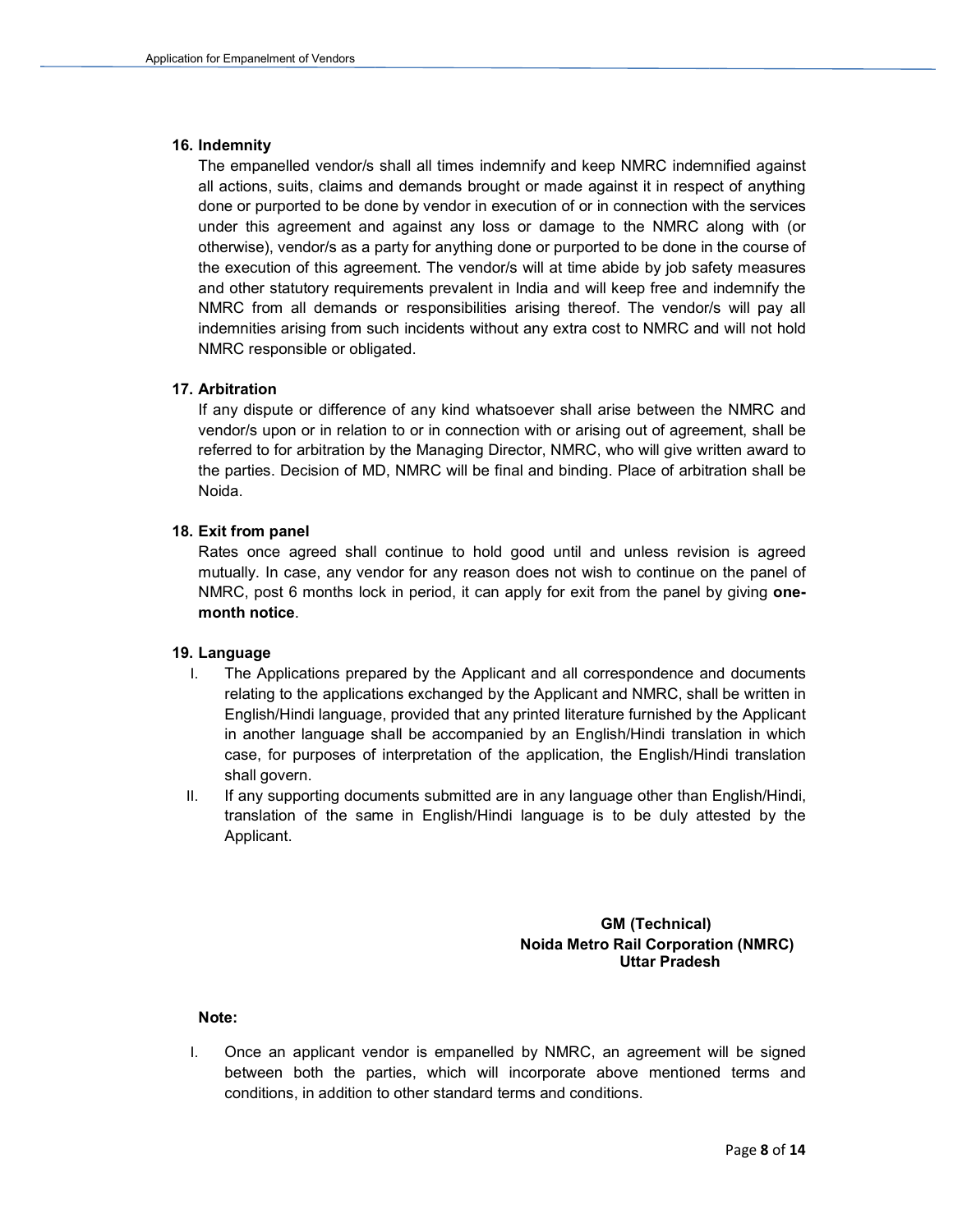## 16. Indemnity

The empanelled vendor/s shall all times indemnify and keep NMRC indemnified against all actions, suits, claims and demands brought or made against it in respect of anything done or purported to be done by vendor in execution of or in connection with the services under this agreement and against any loss or damage to the NMRC along with (or otherwise), vendor/s as a party for anything done or purported to be done in the course of the execution of this agreement. The vendor/s will at time abide by job safety measures and other statutory requirements prevalent in India and will keep free and indemnify the NMRC from all demands or responsibilities arising thereof. The vendor/s will pay all indemnities arising from such incidents without any extra cost to NMRC and will not hold NMRC responsible or obligated.

## 17. Arbitration

If any dispute or difference of any kind whatsoever shall arise between the NMRC and vendor/s upon or in relation to or in connection with or arising out of agreement, shall be referred to for arbitration by the Managing Director, NMRC, who will give written award to the parties. Decision of MD, NMRC will be final and binding. Place of arbitration shall be Noida.

## 18. Exit from panel

Rates once agreed shall continue to hold good until and unless revision is agreed mutually. In case, any vendor for any reason does not wish to continue on the panel of NMRC, post 6 months lock in period, it can apply for exit from the panel by giving **one-month notice**.

## 19. Language

I. The Applications prepared by the Applicant and all correspondence and documents relating to the applications exchanged by the Applicant and NMRC, shall be written in English/Hindi language, provided that any printed literature furnished by the Applicant in another language shall be accompanied by an English/Hindi translation in which case, for purposes of interpretation of the application, the English/Hindi translation shall govern.

II. If any supporting documents submitted are in any language other than English/Hindi, translation of the same in English/Hindi language is to be duly attested by the Applicant.

**GM (Technical)**
**Noida Metro Rail Corporation (NMRC)**
**Uttar Pradesh**

**Note:**

I. Once an applicant vendor is empanelled by NMRC, an agreement will be signed between both the parties, which will incorporate above mentioned terms and conditions, in addition to other standard terms and conditions.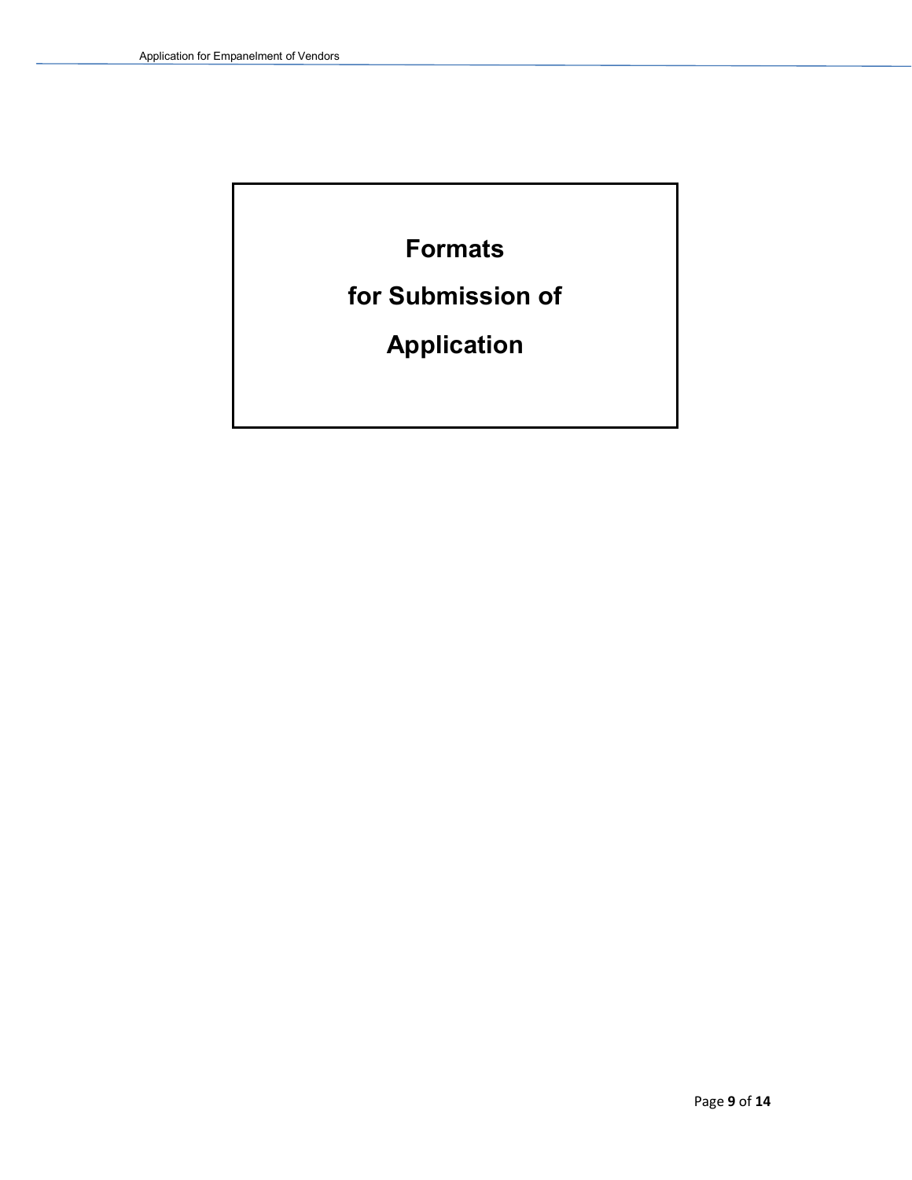# Formats for Submission of Application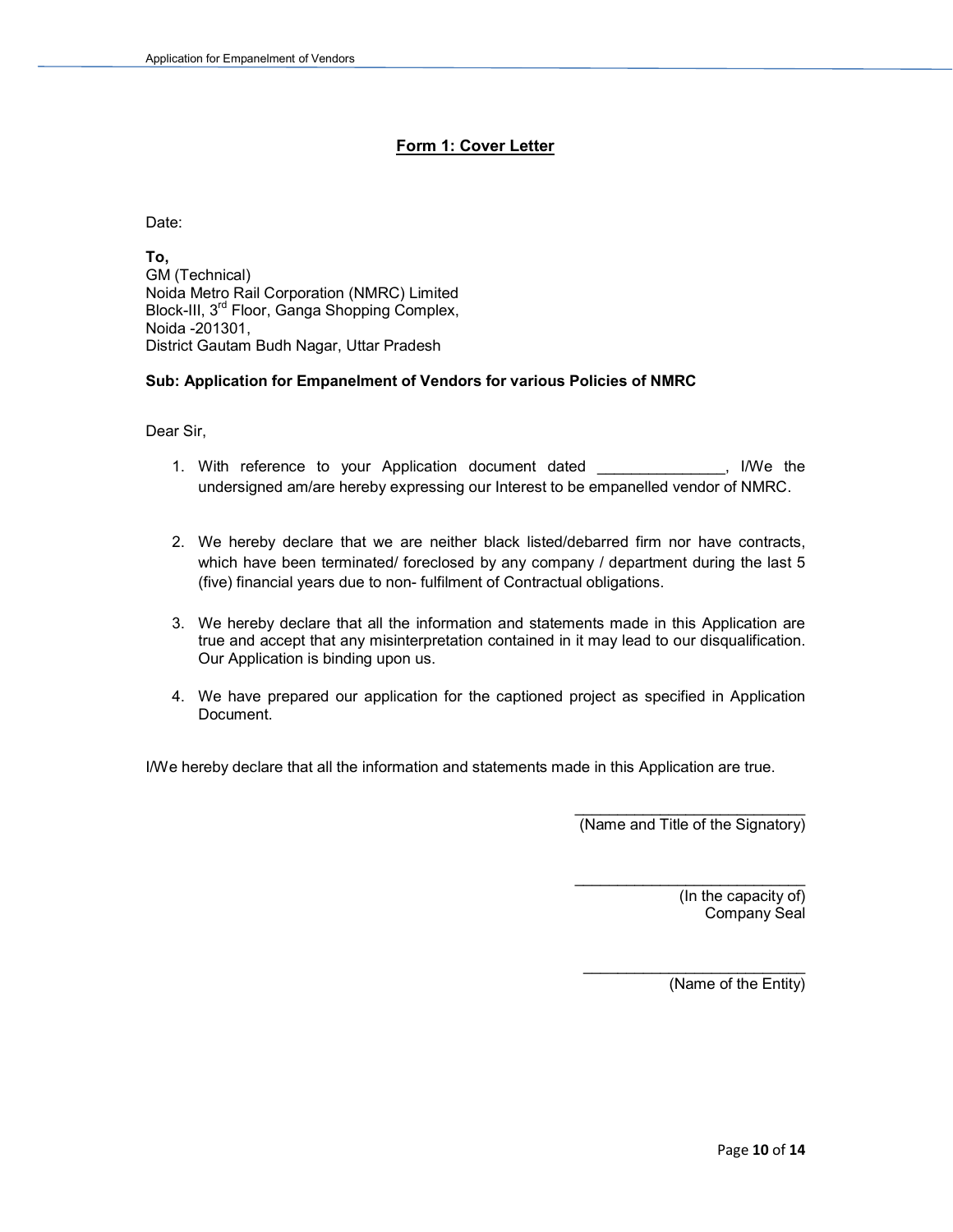## Form 1: Cover Letter

Date:

**To,**
GM (Technical)
Noida Metro Rail Corporation (NMRC) Limited
Block-III, 3rd Floor, Ganga Shopping Complex,
Noida -201301,
District Gautam Budh Nagar, Uttar Pradesh

**Sub: Application for Empanelment of Vendors for various Policies of NMRC**

Dear Sir,

1. With reference to your Application document dated _______________, I/We the undersigned am/are hereby expressing our Interest to be empanelled vendor of NMRC.

2. We hereby declare that we are neither black listed/debarred firm nor have contracts, which have been terminated/ foreclosed by any company / department during the last 5 (five) financial years due to non- fulfilment of Contractual obligations.

3. We hereby declare that all the information and statements made in this Application are true and accept that any misinterpretation contained in it may lead to our disqualification. Our Application is binding upon us.

4. We have prepared our application for the captioned project as specified in Application Document.

I/We hereby declare that all the information and statements made in this Application are true.

_____________________________
(Name and Title of the Signatory)

_____________________________
(In the capacity of)
Company Seal

_____________________________
(Name of the Entity)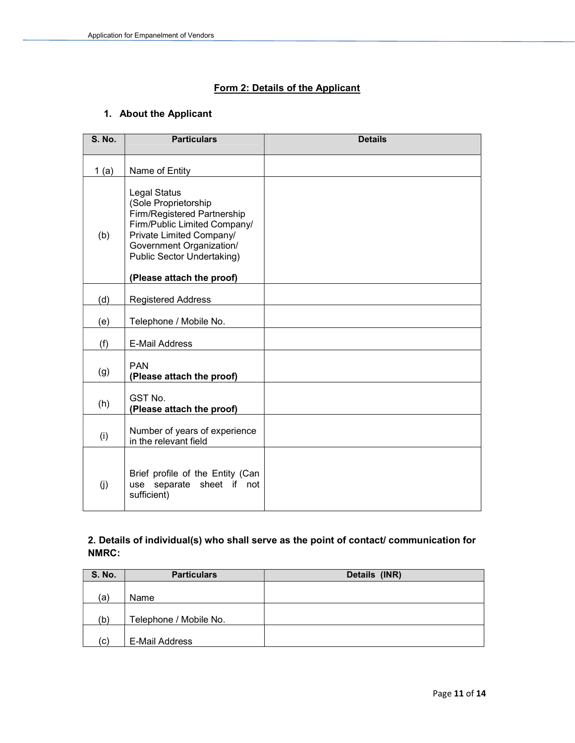## Form 2: Details of the Applicant

### 1. About the Applicant

| S. No. | Particulars | Details |
|---|---|---|
| 1 (a) | Name of Entity | |
| (b) | Legal Status (Sole Proprietorship Firm/Registered Partnership Firm/Public Limited Company/ Private Limited Company/ Government Organization/ Public Sector Undertaking)<br><br>**(Please attach the proof)** | |
| (d) | Registered Address | |
| (e) | Telephone / Mobile No. | |
| (f) | E-Mail Address | |
| (g) | PAN **(Please attach the proof)** | |
| (h) | GST No. **(Please attach the proof)** | |
| (i) | Number of years of experience in the relevant field | |
| (j) | Brief profile of the Entity (Can use separate sheet if not sufficient) | |

### 2. Details of individual(s) who shall serve as the point of contact/ communication for NMRC:

| S. No. | Particulars | Details (INR) |
|---|---|---|
| (a) | Name | |
| (b) | Telephone / Mobile No. | |
| (c) | E-Mail Address | |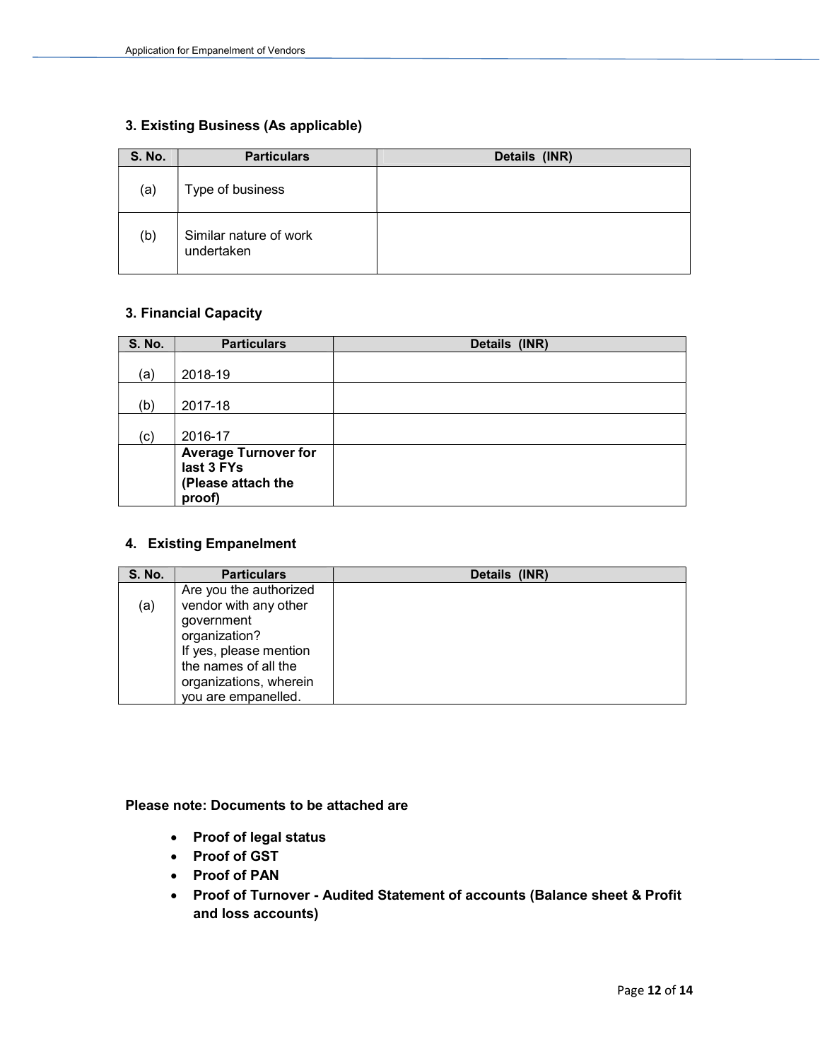### 3. Existing Business (As applicable)

| S. No. | Particulars | Details (INR) |
|---|---|---|
| (a) | Type of business | |
| (b) | Similar nature of work undertaken | |

### 3. Financial Capacity

| S. No. | Particulars | Details (INR) |
|---|---|---|
| (a) | 2018-19 | |
| (b) | 2017-18 | |
| (c) | 2016-17 | |
| | **Average Turnover for last 3 FYs (Please attach the proof)** | |

### 4. Existing Empanelment

| S. No. | Particulars | Details (INR) |
|---|---|---|
| (a) | Are you the authorized vendor with any other government organization? If yes, please mention the names of all the organizations, wherein you are empanelled. | |

**Please note: Documents to be attached are**

- **Proof of legal status**
- **Proof of GST**
- **Proof of PAN**
- **Proof of Turnover - Audited Statement of accounts (Balance sheet & Profit and loss accounts)**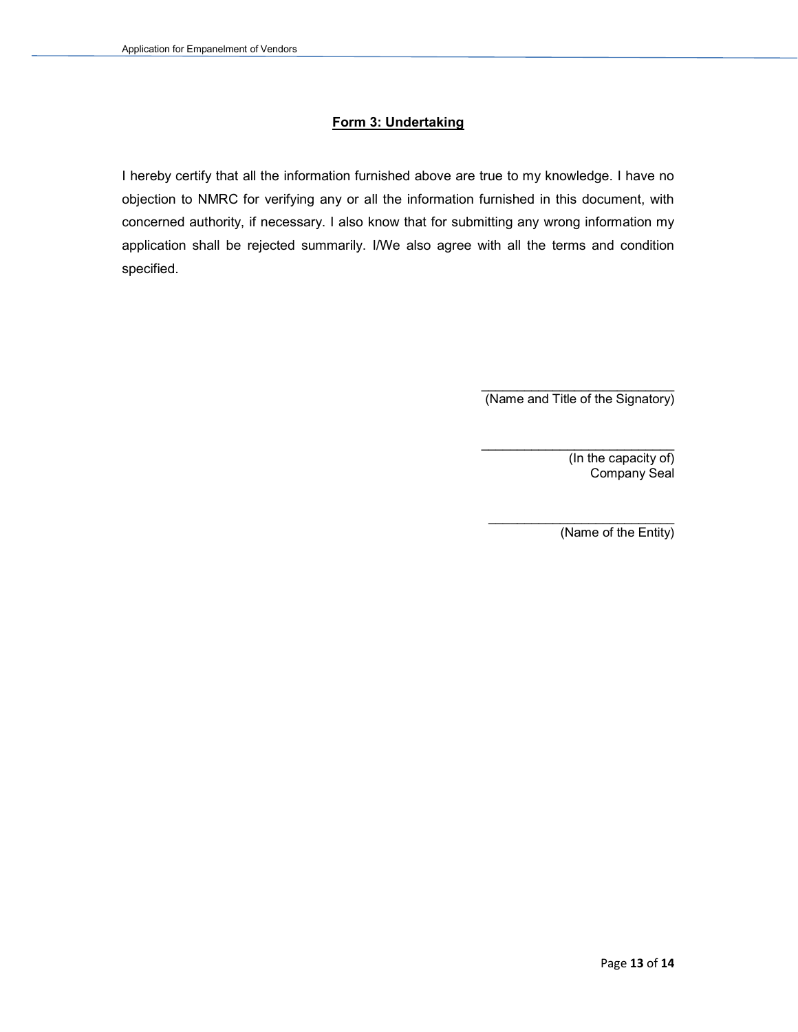**Form 3: Undertaking**

I hereby certify that all the information furnished above are true to my knowledge. I have no objection to NMRC for verifying any or all the information furnished in this document, with concerned authority, if necessary. I also know that for submitting any wrong information my application shall be rejected summarily. I/We also agree with all the terms and condition specified.

___________________________
(Name and Title of the Signatory)

___________________________
(In the capacity of)
Company Seal

___________________________
(Name of the Entity)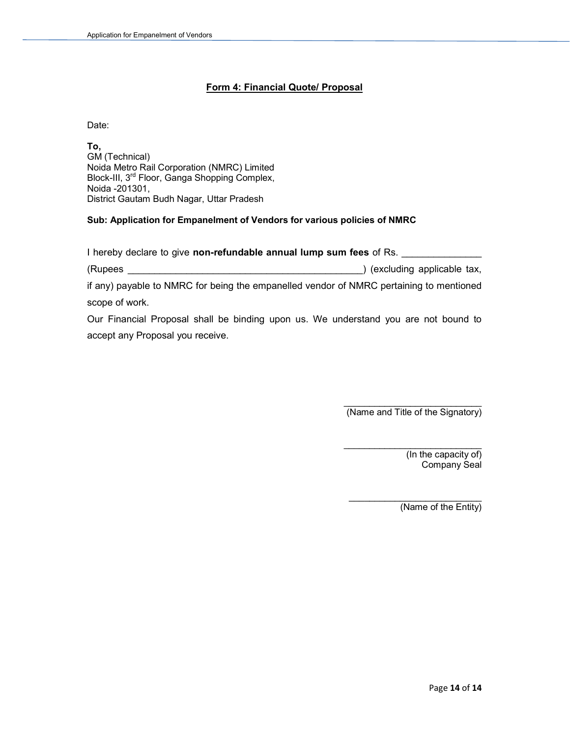## Form 4: Financial Quote/ Proposal

Date:

**To,**
GM (Technical)
Noida Metro Rail Corporation (NMRC) Limited
Block-III, 3rd Floor, Ganga Shopping Complex,
Noida -201301,
District Gautam Budh Nagar, Uttar Pradesh

**Sub: Application for Empanelment of Vendors for various policies of NMRC**

I hereby declare to give **non-refundable annual lump sum fees** of Rs. ______________ (Rupees ___________________________________________) (excluding applicable tax, if any) payable to NMRC for being the empanelled vendor of NMRC pertaining to mentioned scope of work.

Our Financial Proposal shall be binding upon us. We understand you are not bound to accept any Proposal you receive.

___________________________
(Name and Title of the Signatory)

___________________________
(In the capacity of)
Company Seal

___________________________
(Name of the Entity)